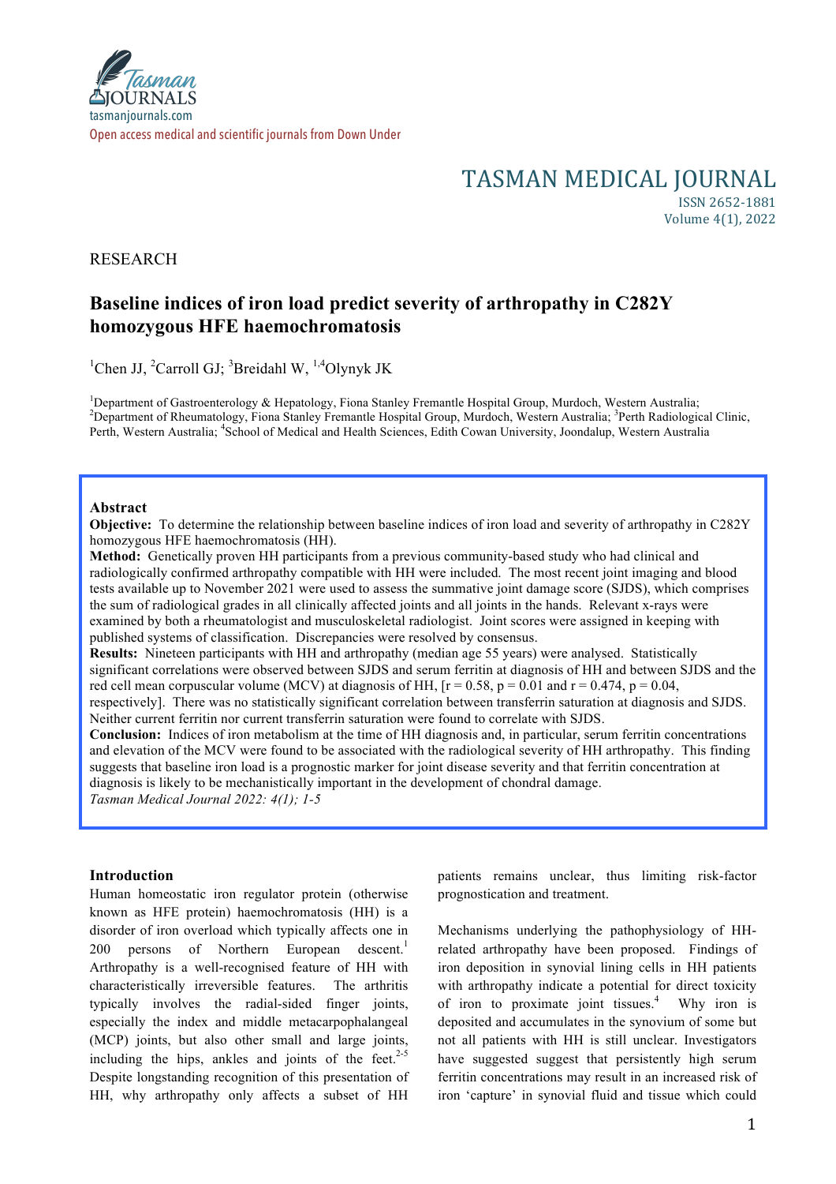TASMAN MEDICAL JOURNAL

ISSN 2652-1881

Volume 4(1), 2022

RESEARCH

# Baseline indices of iron load predict severity of arthropathy in C282Y homozygous HFE haemochromatosis

[1]Chen JJ, [2]Carroll GJ; [3]Breidahl W, [1,4]Olynyk JK

[1]Department of Gastroenterology & Hepatology, Fiona Stanley Fremantle Hospital Group, Murdoch, Western Australia; [2]Department of Rheumatology, Fiona Stanley Fremantle Hospital Group, Murdoch, Western Australia; [3]Perth Radiological Clinic, Perth, Western Australia; [4]School of Medical and Health Sciences, Edith Cowan University, Joondalup, Western Australia

## Abstract

**Objective:** To determine the relationship between baseline indices of iron load and severity of arthropathy in C282Y homozygous HFE haemochromatosis (HH).

**Method:** Genetically proven HH participants from a previous community-based study who had clinical and radiologically confirmed arthropathy compatible with HH were included. The most recent joint imaging and blood tests available up to November 2021 were used to assess the summative joint damage score (SJDS), which comprises the sum of radiological grades in all clinically affected joints and all joints in the hands. Relevant x-rays were examined by both a rheumatologist and musculoskeletal radiologist. Joint scores were assigned in keeping with published systems of classification. Discrepancies were resolved by consensus.

**Results:** Nineteen participants with HH and arthropathy (median age 55 years) were analysed. Statistically significant correlations were observed between SJDS and serum ferritin at diagnosis of HH and between SJDS and the red cell mean corpuscular volume (MCV) at diagnosis of HH, [$r = 0.58$, $p = 0.01$ and $r = 0.474$, $p = 0.04$, respectively]. There was no statistically significant correlation between transferrin saturation at diagnosis and SJDS. Neither current ferritin nor current transferrin saturation were found to correlate with SJDS.

**Conclusion:** Indices of iron metabolism at the time of HH diagnosis and, in particular, serum ferritin concentrations and elevation of the MCV were found to be associated with the radiological severity of HH arthropathy. This finding suggests that baseline iron load is a prognostic marker for joint disease severity and that ferritin concentration at diagnosis is likely to be mechanistically important in the development of chondral damage.

*Tasman Medical Journal 2022: 4(1); 1-5*

## Introduction

Human homeostatic iron regulator protein (otherwise known as HFE protein) haemochromatosis (HH) is a disorder of iron overload which typically affects one in 200 persons of Northern European descent.[1] Arthropathy is a well-recognised feature of HH with characteristically irreversible features. The arthritis typically involves the radial-sided finger joints, especially the index and middle metacarpophalangeal (MCP) joints, but also other small and large joints, including the hips, ankles and joints of the feet.[2-5] Despite longstanding recognition of this presentation of HH, why arthropathy only affects a subset of HH patients remains unclear, thus limiting risk-factor prognostication and treatment.

Mechanisms underlying the pathophysiology of HH-related arthropathy have been proposed. Findings of iron deposition in synovial lining cells in HH patients with arthropathy indicate a potential for direct toxicity of iron to proximate joint tissues.[4] Why iron is deposited and accumulates in the synovium of some but not all patients with HH is still unclear. Investigators have suggested suggest that persistently high serum ferritin concentrations may result in an increased risk of iron 'capture' in synovial fluid and tissue which could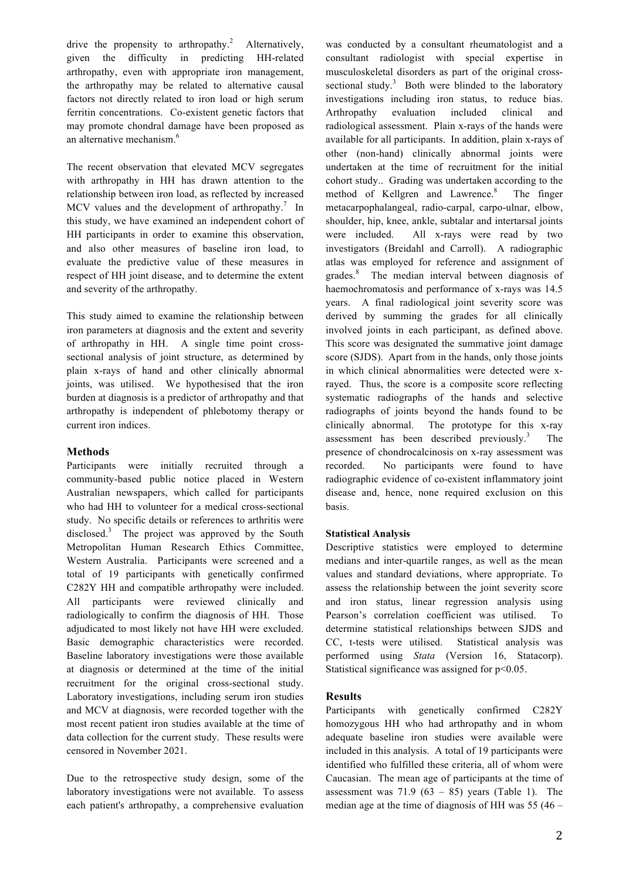drive the propensity to arthropathy.[2] Alternatively, given the difficulty in predicting HH-related arthropathy, even with appropriate iron management, the arthropathy may be related to alternative causal factors not directly related to iron load or high serum ferritin concentrations. Co-existent genetic factors that may promote chondral damage have been proposed as an alternative mechanism.[6]

The recent observation that elevated MCV segregates with arthropathy in HH has drawn attention to the relationship between iron load, as reflected by increased MCV values and the development of arthropathy.[7] In this study, we have examined an independent cohort of HH participants in order to examine this observation, and also other measures of baseline iron load, to evaluate the predictive value of these measures in respect of HH joint disease, and to determine the extent and severity of the arthropathy.

This study aimed to examine the relationship between iron parameters at diagnosis and the extent and severity of arthropathy in HH. A single time point cross-sectional analysis of joint structure, as determined by plain x-rays of hand and other clinically abnormal joints, was utilised. We hypothesised that the iron burden at diagnosis is a predictor of arthropathy and that arthropathy is independent of phlebotomy therapy or current iron indices.

## Methods

Participants were initially recruited through a community-based public notice placed in Western Australian newspapers, which called for participants who had HH to volunteer for a medical cross-sectional study. No specific details or references to arthritis were disclosed.[3] The project was approved by the South Metropolitan Human Research Ethics Committee, Western Australia. Participants were screened and a total of 19 participants with genetically confirmed C282Y HH and compatible arthropathy were included. All participants were reviewed clinically and radiologically to confirm the diagnosis of HH. Those adjudicated to most likely not have HH were excluded. Basic demographic characteristics were recorded. Baseline laboratory investigations were those available at diagnosis or determined at the time of the initial recruitment for the original cross-sectional study. Laboratory investigations, including serum iron studies and MCV at diagnosis, were recorded together with the most recent patient iron studies available at the time of data collection for the current study. These results were censored in November 2021.

Due to the retrospective study design, some of the laboratory investigations were not available. To assess each patient's arthropathy, a comprehensive evaluation was conducted by a consultant rheumatologist and a consultant radiologist with special expertise in musculoskeletal disorders as part of the original cross-sectional study.[3] Both were blinded to the laboratory investigations including iron status, to reduce bias. Arthropathy evaluation included clinical and radiological assessment. Plain x-rays of the hands were available for all participants. In addition, plain x-rays of other (non-hand) clinically abnormal joints were undertaken at the time of recruitment for the initial cohort study.. Grading was undertaken according to the method of Kellgren and Lawrence.[8] The finger metacarpophalangeal, radio-carpal, carpo-ulnar, elbow, shoulder, hip, knee, ankle, subtalar and intertarsal joints were included. All x-rays were read by two investigators (Breidahl and Carroll). A radiographic atlas was employed for reference and assignment of grades.[8] The median interval between diagnosis of haemochromatosis and performance of x-rays was 14.5 years. A final radiological joint severity score was derived by summing the grades for all clinically involved joints in each participant, as defined above. This score was designated the summative joint damage score (SJDS). Apart from in the hands, only those joints in which clinical abnormalities were detected were x-rayed. Thus, the score is a composite score reflecting systematic radiographs of the hands and selective radiographs of joints beyond the hands found to be clinically abnormal. The prototype for this x-ray assessment has been described previously.[3] The presence of chondrocalcinosis on x-ray assessment was recorded. No participants were found to have radiographic evidence of co-existent inflammatory joint disease and, hence, none required exclusion on this basis.

### Statistical Analysis

Descriptive statistics were employed to determine medians and inter-quartile ranges, as well as the mean values and standard deviations, where appropriate. To assess the relationship between the joint severity score and iron status, linear regression analysis using Pearson's correlation coefficient was utilised. To determine statistical relationships between SJDS and CC, t-tests were utilised. Statistical analysis was performed using *Stata* (Version 16, Statacorp). Statistical significance was assigned for $p<0.05$.

## Results

Participants with genetically confirmed C282Y homozygous HH who had arthropathy and in whom adequate baseline iron studies were available were included in this analysis. A total of 19 participants were identified who fulfilled these criteria, all of whom were Caucasian. The mean age of participants at the time of assessment was 71.9 (63 – 85) years (Table 1). The median age at the time of diagnosis of HH was 55 (46 –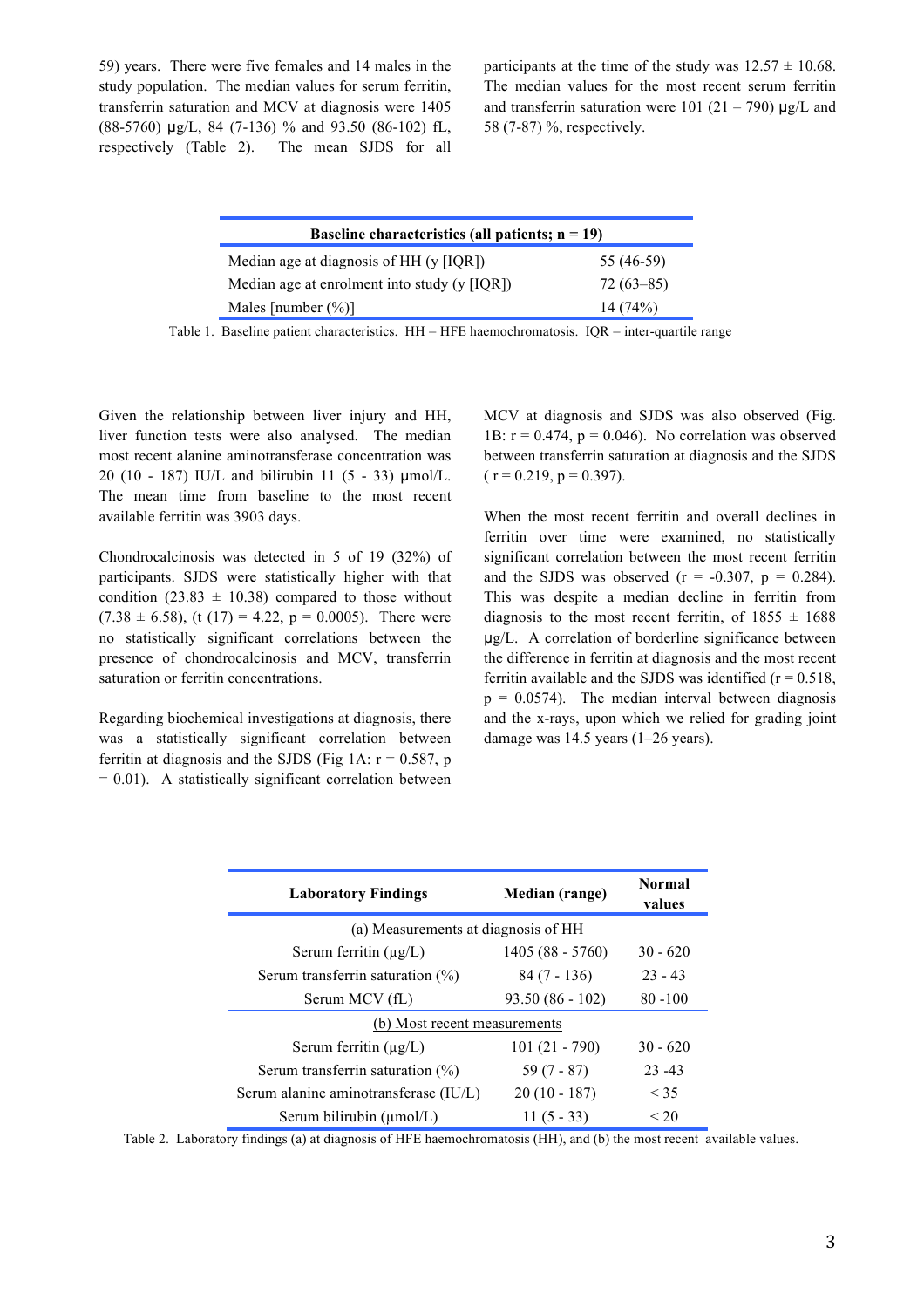59) years. There were five females and 14 males in the study population. The median values for serum ferritin, transferrin saturation and MCV at diagnosis were 1405 (88-5760) µg/L, 84 (7-136) % and 93.50 (86-102) fL, respectively (Table 2). The mean SJDS for all participants at the time of the study was 12.57 ± 10.68. The median values for the most recent serum ferritin and transferrin saturation were 101 (21 – 790) µg/L and 58 (7-87) %, respectively.

| Baseline characteristics (all patients; n = 19) | |
|---|---|
| Median age at diagnosis of HH (y [IQR]) | 55 (46-59) |
| Median age at enrolment into study (y [IQR]) | 72 (63–85) |
| Males [number (%)] | 14 (74%) |

Table 1. Baseline patient characteristics. HH = HFE haemochromatosis. IQR = inter-quartile range

Given the relationship between liver injury and HH, liver function tests were also analysed. The median most recent alanine aminotransferase concentration was 20 (10 - 187) IU/L and bilirubin 11 (5 - 33) µmol/L. The mean time from baseline to the most recent available ferritin was 3903 days.

Chondrocalcinosis was detected in 5 of 19 (32%) of participants. SJDS were statistically higher with that condition (23.83 ± 10.38) compared to those without (7.38 ± 6.58), ($t$ (17) = 4.22, $p$ = 0.0005). There were no statistically significant correlations between the presence of chondrocalcinosis and MCV, transferrin saturation or ferritin concentrations.

Regarding biochemical investigations at diagnosis, there was a statistically significant correlation between ferritin at diagnosis and the SJDS (Fig 1A: $r$ = 0.587, $p$ = 0.01). A statistically significant correlation between MCV at diagnosis and SJDS was also observed (Fig. 1B: $r$ = 0.474, $p$ = 0.046). No correlation was observed between transferrin saturation at diagnosis and the SJDS ( $r$ = 0.219, $p$ = 0.397).

When the most recent ferritin and overall declines in ferritin over time were examined, no statistically significant correlation between the most recent ferritin and the SJDS was observed ($r$ = -0.307, $p$ = 0.284). This was despite a median decline in ferritin from diagnosis to the most recent ferritin, of 1855 ± 1688 µg/L. A correlation of borderline significance between the difference in ferritin at diagnosis and the most recent ferritin available and the SJDS was identified ($r$ = 0.518, $p$ = 0.0574). The median interval between diagnosis and the x-rays, upon which we relied for grading joint damage was 14.5 years (1–26 years).

| Laboratory Findings | Median (range) | Normal values |
|---|---|---|
| (a) Measurements at diagnosis of HH | | |
| Serum ferritin (µg/L) | 1405 (88 - 5760) | 30 - 620 |
| Serum transferrin saturation (%) | 84 (7 - 136) | 23 - 43 |
| Serum MCV (fL) | 93.50 (86 - 102) | 80 -100 |
| (b) Most recent measurements | | |
| Serum ferritin (µg/L) | 101 (21 - 790) | 30 - 620 |
| Serum transferrin saturation (%) | 59 (7 - 87) | 23 -43 |
| Serum alanine aminotransferase (IU/L) | 20 (10 - 187) | < 35 |
| Serum bilirubin (µmol/L) | 11 (5 - 33) | < 20 |

Table 2. Laboratory findings (a) at diagnosis of HFE haemochromatosis (HH), and (b) the most recent available values.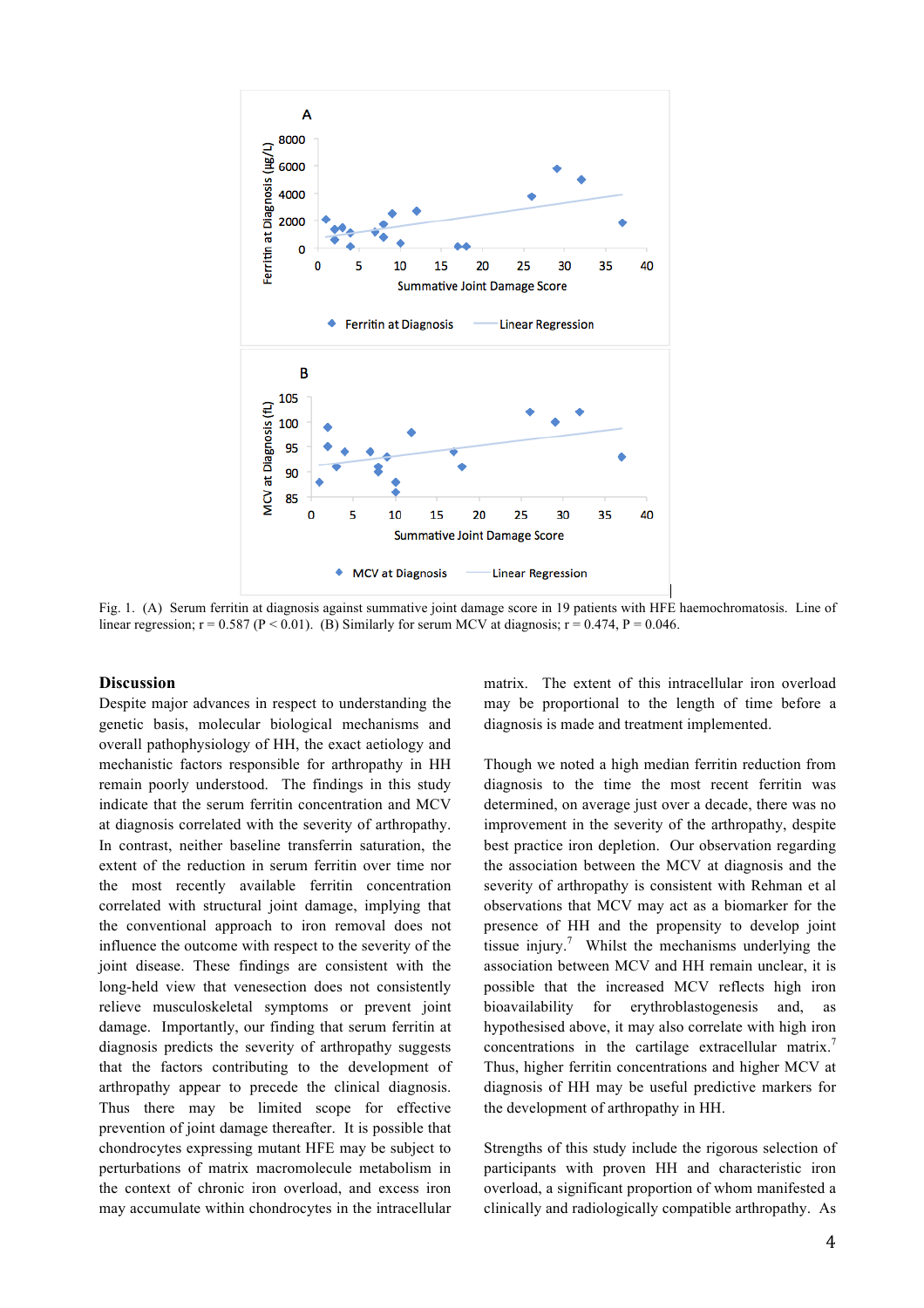Fig. 1. (A) Serum ferritin at diagnosis against summative joint damage score in 19 patients with HFE haemochromatosis. Line of linear regression; r = 0.587 (P < 0.01). (B) Similarly for serum MCV at diagnosis; r = 0.474, P = 0.046.

## Discussion

Despite major advances in respect to understanding the genetic basis, molecular biological mechanisms and overall pathophysiology of HH, the exact aetiology and mechanistic factors responsible for arthropathy in HH remain poorly understood. The findings in this study indicate that the serum ferritin concentration and MCV at diagnosis correlated with the severity of arthropathy. In contrast, neither baseline transferrin saturation, the extent of the reduction in serum ferritin over time nor the most recently available ferritin concentration correlated with structural joint damage, implying that the conventional approach to iron removal does not influence the outcome with respect to the severity of the joint disease. These findings are consistent with the long-held view that venesection does not consistently relieve musculoskeletal symptoms or prevent joint damage. Importantly, our finding that serum ferritin at diagnosis predicts the severity of arthropathy suggests that the factors contributing to the development of arthropathy appear to precede the clinical diagnosis. Thus there may be limited scope for effective prevention of joint damage thereafter. It is possible that chondrocytes expressing mutant HFE may be subject to perturbations of matrix macromolecule metabolism in the context of chronic iron overload, and excess iron may accumulate within chondrocytes in the intracellular matrix. The extent of this intracellular iron overload may be proportional to the length of time before a diagnosis is made and treatment implemented.

Though we noted a high median ferritin reduction from diagnosis to the time the most recent ferritin was determined, on average just over a decade, there was no improvement in the severity of the arthropathy, despite best practice iron depletion. Our observation regarding the association between the MCV at diagnosis and the severity of arthropathy is consistent with Rehman et al observations that MCV may act as a biomarker for the presence of HH and the propensity to develop joint tissue injury.[7] Whilst the mechanisms underlying the association between MCV and HH remain unclear, it is possible that the increased MCV reflects high iron bioavailability for erythroblastogenesis and, as hypothesised above, it may also correlate with high iron concentrations in the cartilage extracellular matrix.[7] Thus, higher ferritin concentrations and higher MCV at diagnosis of HH may be useful predictive markers for the development of arthropathy in HH.

Strengths of this study include the rigorous selection of participants with proven HH and characteristic iron overload, a significant proportion of whom manifested a clinically and radiologically compatible arthropathy. As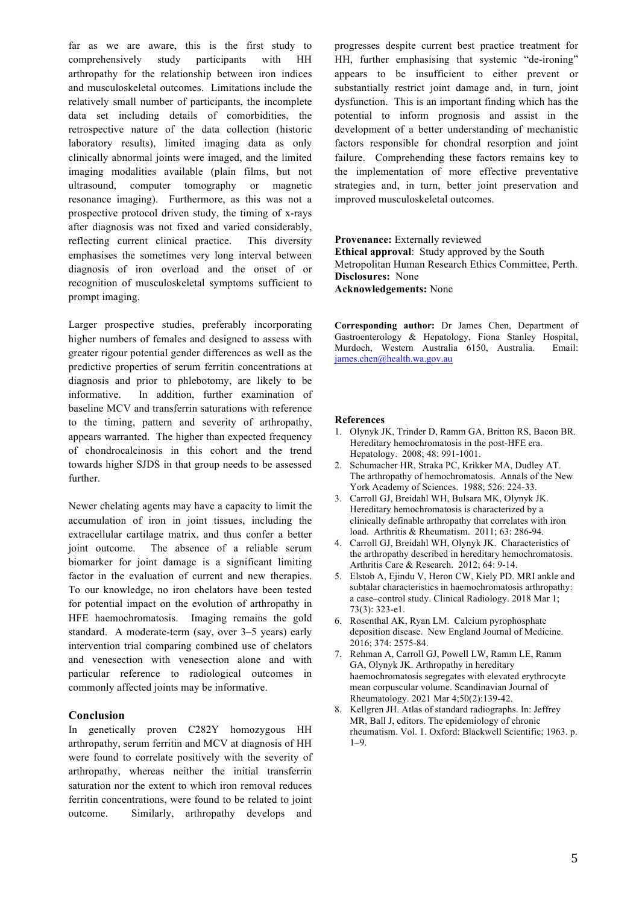far as we are aware, this is the first study to comprehensively study participants with HH arthropathy for the relationship between iron indices and musculoskeletal outcomes. Limitations include the relatively small number of participants, the incomplete data set including details of comorbidities, the retrospective nature of the data collection (historic laboratory results), limited imaging data as only clinically abnormal joints were imaged, and the limited imaging modalities available (plain films, but not ultrasound, computer tomography or magnetic resonance imaging). Furthermore, as this was not a prospective protocol driven study, the timing of x-rays after diagnosis was not fixed and varied considerably, reflecting current clinical practice. This diversity emphasises the sometimes very long interval between diagnosis of iron overload and the onset of or recognition of musculoskeletal symptoms sufficient to prompt imaging.

Larger prospective studies, preferably incorporating higher numbers of females and designed to assess with greater rigour potential gender differences as well as the predictive properties of serum ferritin concentrations at diagnosis and prior to phlebotomy, are likely to be informative. In addition, further examination of baseline MCV and transferrin saturations with reference to the timing, pattern and severity of arthropathy, appears warranted. The higher than expected frequency of chondrocalcinosis in this cohort and the trend towards higher SJDS in that group needs to be assessed further.

Newer chelating agents may have a capacity to limit the accumulation of iron in joint tissues, including the extracellular cartilage matrix, and thus confer a better joint outcome. The absence of a reliable serum biomarker for joint damage is a significant limiting factor in the evaluation of current and new therapies. To our knowledge, no iron chelators have been tested for potential impact on the evolution of arthropathy in HFE haemochromatosis. Imaging remains the gold standard. A moderate-term (say, over 3–5 years) early intervention trial comparing combined use of chelators and venesection with venesection alone and with particular reference to radiological outcomes in commonly affected joints may be informative.

## Conclusion

In genetically proven C282Y homozygous HH arthropathy, serum ferritin and MCV at diagnosis of HH were found to correlate positively with the severity of arthropathy, whereas neither the initial transferrin saturation nor the extent to which iron removal reduces ferritin concentrations, were found to be related to joint outcome. Similarly, arthropathy develops and progresses despite current best practice treatment for HH, further emphasising that systemic "de-ironing" appears to be insufficient to either prevent or substantially restrict joint damage and, in turn, joint dysfunction. This is an important finding which has the potential to inform prognosis and assist in the development of a better understanding of mechanistic factors responsible for chondral resorption and joint failure. Comprehending these factors remains key to the implementation of more effective preventative strategies and, in turn, better joint preservation and improved musculoskeletal outcomes.

**Provenance:** Externally reviewed
**Ethical approval**: Study approved by the South Metropolitan Human Research Ethics Committee, Perth.
**Disclosures:** None
**Acknowledgements:** None

**Corresponding author:** Dr James Chen, Department of Gastroenterology & Hepatology, Fiona Stanley Hospital, Murdoch, Western Australia 6150, Australia. Email: james.chen@health.wa.gov.au

## References

1. Olynyk JK, Trinder D, Ramm GA, Britton RS, Bacon BR. Hereditary hemochromatosis in the post-HFE era. Hepatology. 2008; 48: 991-1001.
2. Schumacher HR, Straka PC, Krikker MA, Dudley AT. The arthropathy of hemochromatosis. Annals of the New York Academy of Sciences. 1988; 526: 224-33.
3. Carroll GJ, Breidahl WH, Bulsara MK, Olynyk JK. Hereditary hemochromatosis is characterized by a clinically definable arthropathy that correlates with iron load. Arthritis & Rheumatism. 2011; 63: 286-94.
4. Carroll GJ, Breidahl WH, Olynyk JK. Characteristics of the arthropathy described in hereditary hemochromatosis. Arthritis Care & Research. 2012; 64: 9-14.
5. Elstob A, Ejindu V, Heron CW, Kiely PD. MRI ankle and subtalar characteristics in haemochromatosis arthropathy: a case–control study. Clinical Radiology. 2018 Mar 1; 73(3): 323-e1.
6. Rosenthal AK, Ryan LM. Calcium pyrophosphate deposition disease. New England Journal of Medicine. 2016; 374: 2575-84.
7. Rehman A, Carroll GJ, Powell LW, Ramm LE, Ramm GA, Olynyk JK. Arthropathy in hereditary haemochromatosis segregates with elevated erythrocyte mean corpuscular volume. Scandinavian Journal of Rheumatology. 2021 Mar 4;50(2):139-42.
8. Kellgren JH. Atlas of standard radiographs. In: Jeffrey MR, Ball J, editors. The epidemiology of chronic rheumatism. Vol. 1. Oxford: Blackwell Scientific; 1963. p. 1–9.